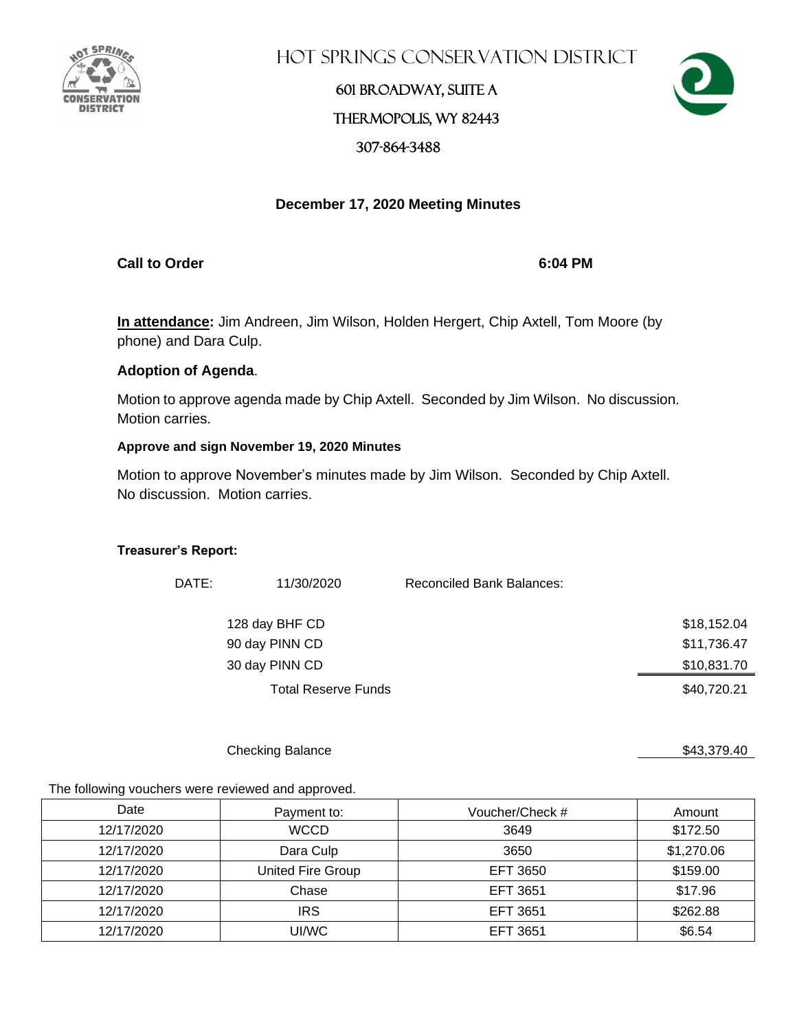# HOT SPRINGS CONSERVATION DISTRICT

601 BROADWAY, SUITE A

THERMOPOLIS, WY 82443

307-864-3488

## December 17, 2020 Meeting Minutes

**Call to Order** **6:04 PM**

**In attendance:** Jim Andreen, Jim Wilson, Holden Hergert, Chip Axtell, Tom Moore (by phone) and Dara Culp.

**Adoption of Agenda**.

Motion to approve agenda made by Chip Axtell. Seconded by Jim Wilson. No discussion. Motion carries.

**Approve and sign November 19, 2020 Minutes**

Motion to approve November's minutes made by Jim Wilson. Seconded by Chip Axtell. No discussion. Motion carries.

**Treasurer's Report:**

DATE: 11/30/2020 Reconciled Bank Balances:

| | |
|---|---|
| 128 day BHF CD | $18,152.04 |
| 90 day PINN CD | $11,736.47 |
| 30 day PINN CD | $10,831.70 |
| Total Reserve Funds | $40,720.21 |
| | |
| Checking Balance | $43,379.40 |

The following vouchers were reviewed and approved.

| Date | Payment to: | Voucher/Check # | Amount |
|---|---|---|---|
| 12/17/2020 | WCCD | 3649 | $172.50 |
| 12/17/2020 | Dara Culp | 3650 | $1,270.06 |
| 12/17/2020 | United Fire Group | EFT 3650 | $159.00 |
| 12/17/2020 | Chase | EFT 3651 | $17.96 |
| 12/17/2020 | IRS | EFT 3651 | $262.88 |
| 12/17/2020 | UI/WC | EFT 3651 | $6.54 |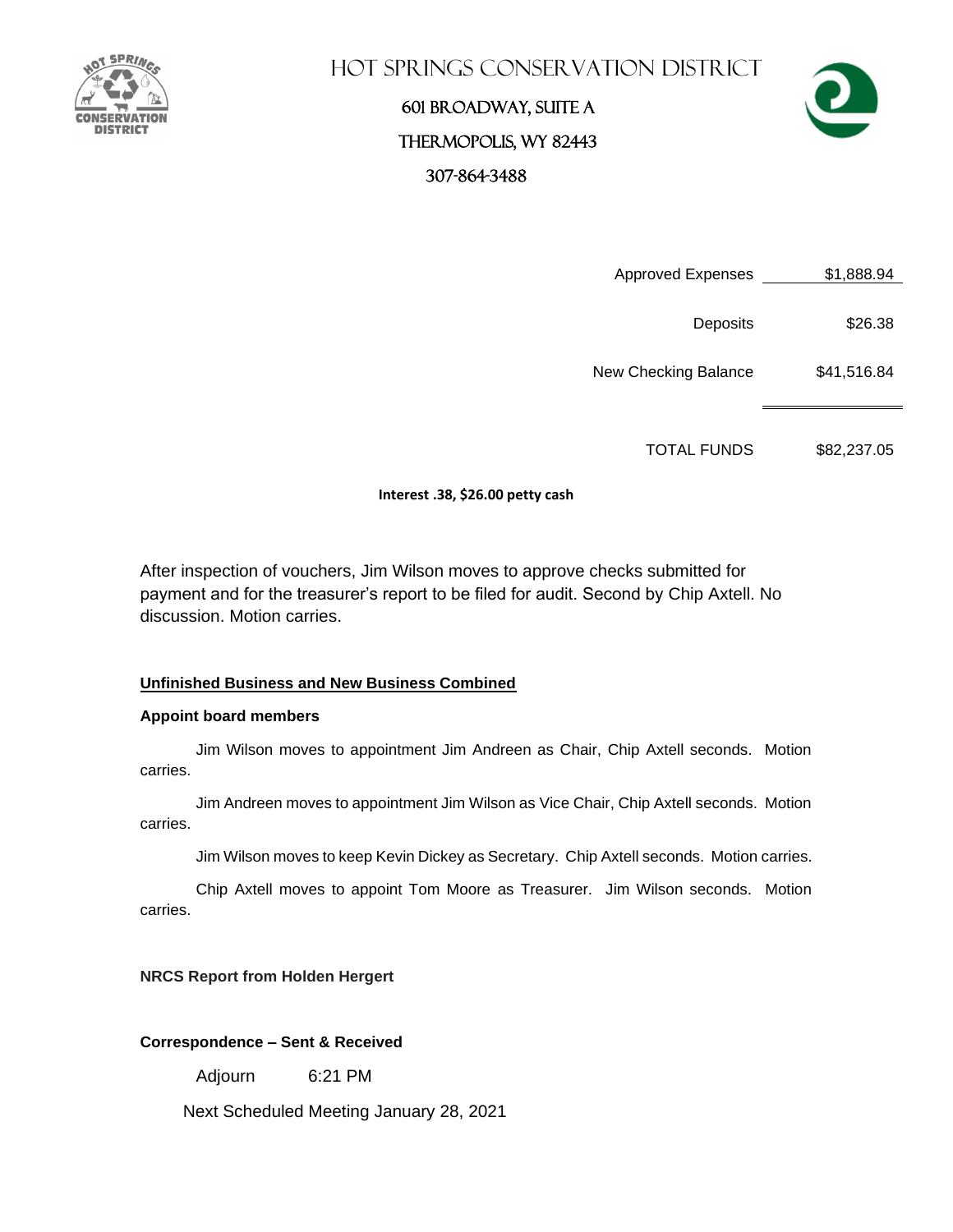# Hot Springs Conservation District

601 Broadway, Suite A

Thermopolis, WY 82443

307-864-3488

| | |
|---|---|
| Approved Expenses | $1,888.94 |
| Deposits | $26.38 |
| New Checking Balance | $41,516.84 |
| TOTAL FUNDS | $82,237.05 |

**Interest .38, $26.00 petty cash**

After inspection of vouchers, Jim Wilson moves to approve checks submitted for payment and for the treasurer's report to be filed for audit. Second by Chip Axtell. No discussion. Motion carries.

**Unfinished Business and New Business Combined**

**Appoint board members**

Jim Wilson moves to appointment Jim Andreen as Chair, Chip Axtell seconds. Motion carries.

Jim Andreen moves to appointment Jim Wilson as Vice Chair, Chip Axtell seconds. Motion carries.

Jim Wilson moves to keep Kevin Dickey as Secretary. Chip Axtell seconds. Motion carries.

Chip Axtell moves to appoint Tom Moore as Treasurer. Jim Wilson seconds. Motion carries.

**NRCS Report from Holden Hergert**

**Correspondence – Sent & Received**

Adjourn 6:21 PM

Next Scheduled Meeting January 28, 2021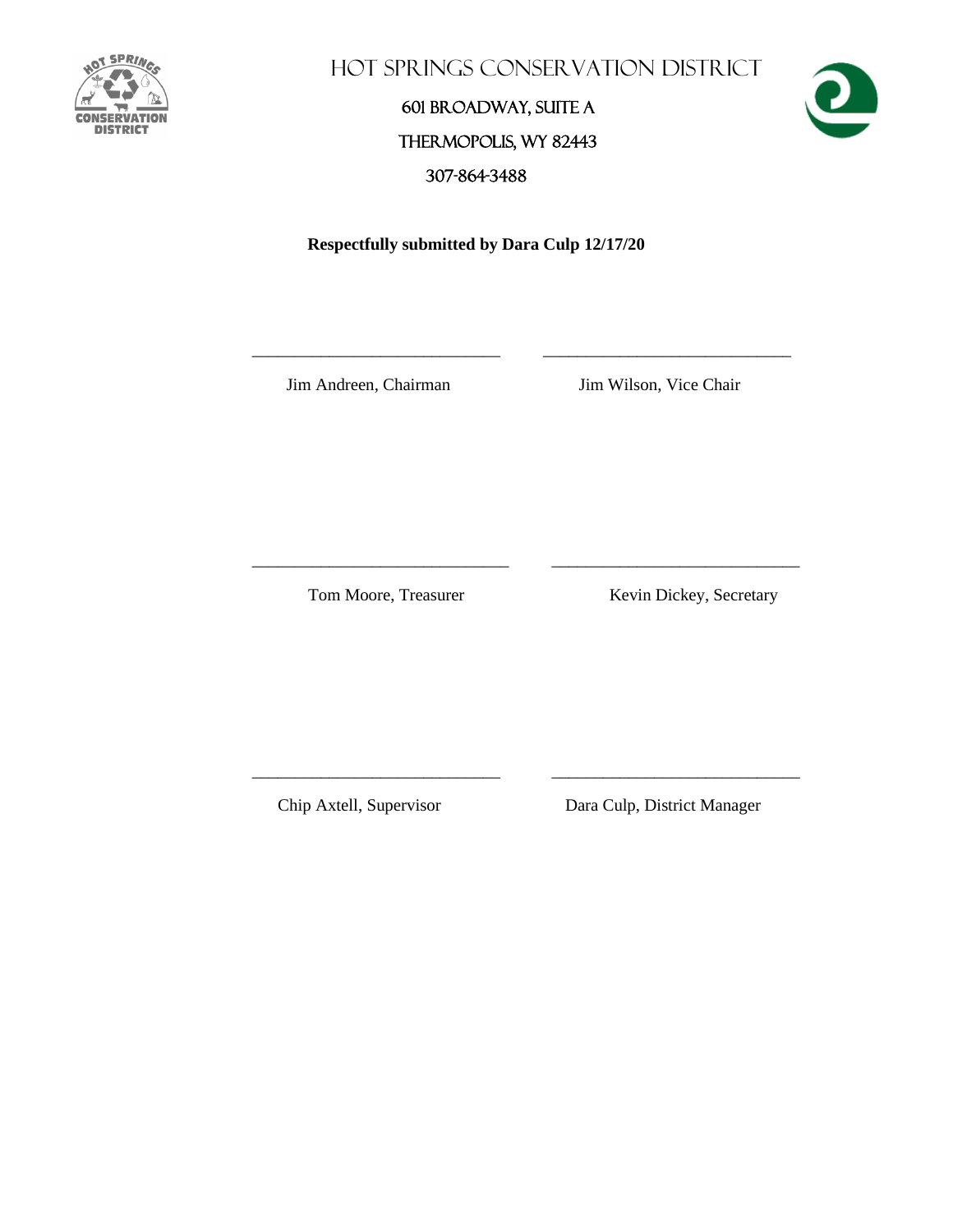# Hot Springs Conservation District

601 Broadway, Suite A

Thermopolis, WY 82443

307-864-3488

**Respectfully submitted by Dara Culp 12/17/20**

| | |
|---|---|
| _____________________________ | _____________________________ |
| Jim Andreen, Chairman | Jim Wilson, Vice Chair |
| _____________________________ | _____________________________ |
| Tom Moore, Treasurer | Kevin Dickey, Secretary |
| _____________________________ | _____________________________ |
| Chip Axtell, Supervisor | Dara Culp, District Manager |